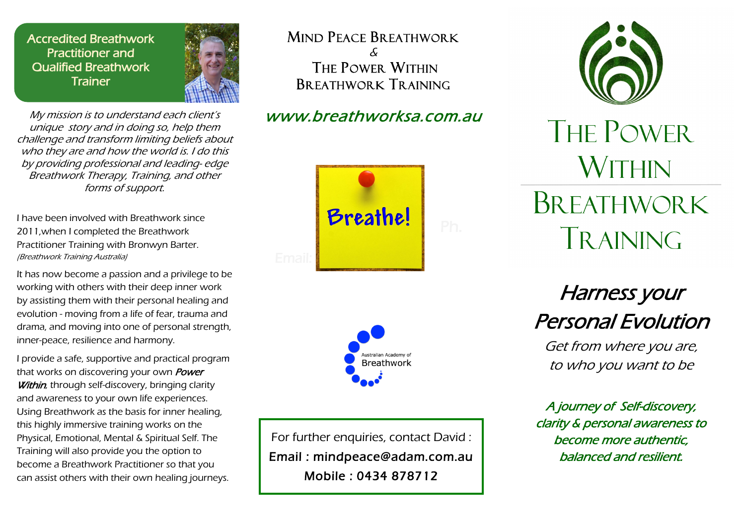**Accredited Breathwork Practitioner and Qualified Breathwork Trainer**

*My mission is to understand each client's unique story and in doing so, help them challenge and transform limiting beliefs about who they are and how the world is. I do this by providing professional and leading- edge Breathwork Therapy, Training, and other forms of support.*

I have been involved with Breathwork since 2011,when I completed the Breathwork Practitioner Training with Bronwyn Barter. *(Breathwork Training Australia)*

It has now become a passion and a privilege to be working with others with their deep inner work by assisting them with their personal healing and evolution - moving from a life of fear, trauma and drama, and moving into one of personal strength, inner-peace, resilience and harmony.

I provide a safe, supportive and practical program that works on discovering your own *Power Within*, through self-discovery, bringing clarity and awareness to your own life experiences. Using Breathwork as the basis for inner healing, this highly immersive training works on the Physical, Emotional, Mental & Spiritual Self. The Training will also provide you the option to become a Breathwork Practitioner so that you can assist others with their own healing journeys.

## Mind Peace Breathwork & The Power Within Breathwork Training

*www.breathworksa.com.au*

Breathe!

Australian Academy of Breathwork

For further enquiries, contact David :
Email : mindpeace@adam.com.au
Mobile : 0434 878712

# The Power Within Breathwork Training

## *Harness your Personal Evolution*

*Get from where you are, to who you want to be*

*A journey of Self-discovery, clarity & personal awareness to become more authentic, balanced and resilient.*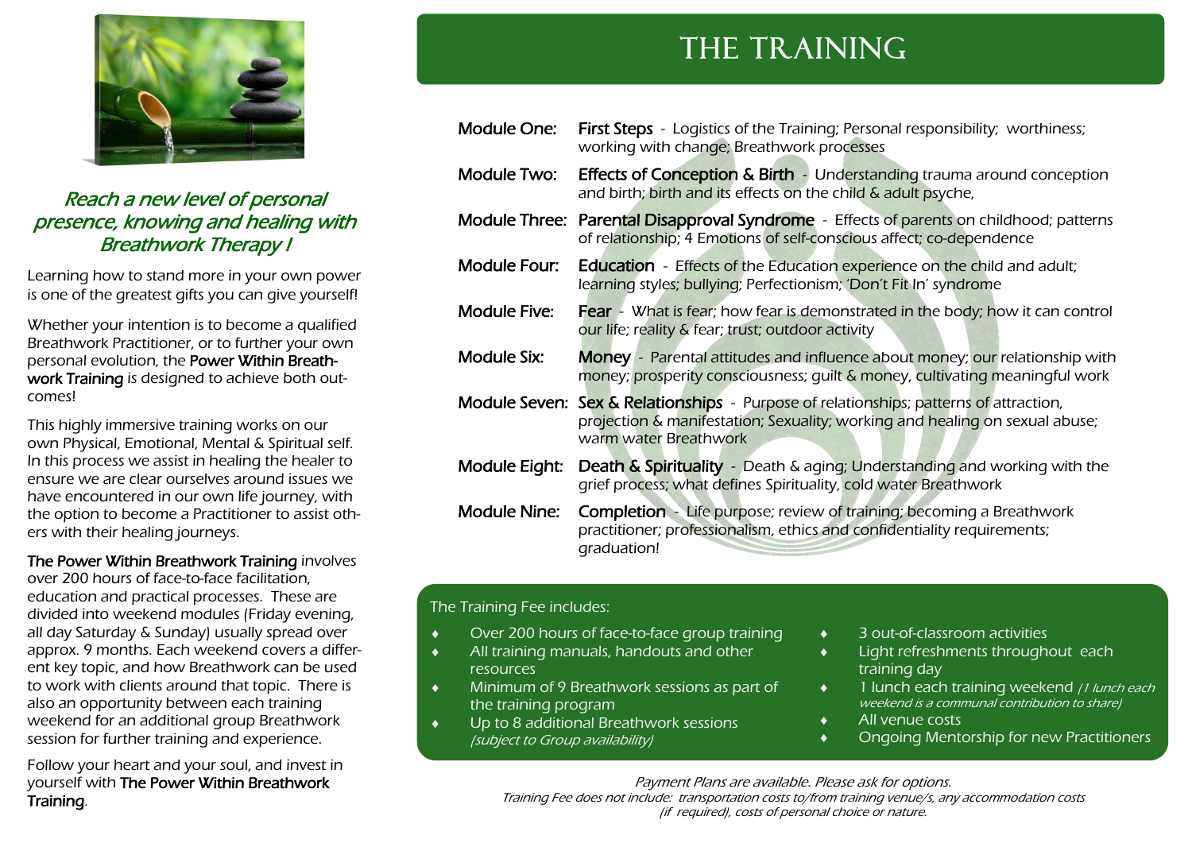*Reach a new level of personal presence, knowing and healing with Breathwork Therapy !*

Learning how to stand more in your own power is one of the greatest gifts you can give yourself!

Whether your intention is to become a qualified Breathwork Practitioner, or to further your own personal evolution, the **Power Within Breathwork Training** is designed to achieve both outcomes!

This highly immersive training works on our own Physical, Emotional, Mental & Spiritual self. In this process we assist in healing the healer to ensure we are clear ourselves around issues we have encountered in our own life journey, with the option to become a Practitioner to assist others with their healing journeys.

**The Power Within Breathwork Training** involves over 200 hours of face-to-face facilitation, education and practical processes. These are divided into weekend modules (Friday evening, all day Saturday & Sunday) usually spread over approx. 9 months. Each weekend covers a different key topic, and how Breathwork can be used to work with clients around that topic. There is also an opportunity between each training weekend for an additional group Breathwork session for further training and experience.

Follow your heart and your soul, and invest in yourself with **The Power Within Breathwork Training**.

# THE TRAINING

| | |
|---|---|
| Module One: | **First Steps** - Logistics of the Training; Personal responsibility; worthiness; working with change; Breathwork processes |
| Module Two: | **Effects of Conception & Birth** - Understanding trauma around conception and birth; birth and its effects on the child & adult psyche, |
| Module Three: | **Parental Disapproval Syndrome** - Effects of parents on childhood; patterns of relationship; 4 Emotions of self-conscious affect; co-dependence |
| Module Four: | **Education** - Effects of the Education experience on the child and adult; learning styles; bullying; Perfectionism; 'Don't Fit In' syndrome |
| Module Five: | **Fear** - What is fear; how fear is demonstrated in the body; how it can control our life; reality & fear; trust; outdoor activity |
| Module Six: | **Money** - Parental attitudes and influence about money; our relationship with money; prosperity consciousness; guilt & money, cultivating meaningful work |
| Module Seven: | **Sex & Relationships** - Purpose of relationships; patterns of attraction, projection & manifestation; Sexuality; working and healing on sexual abuse; warm water Breathwork |
| Module Eight: | **Death & Spirituality** - Death & aging; Understanding and working with the grief process; what defines Spirituality, cold water Breathwork |
| Module Nine: | **Completion** - Life purpose; review of training; becoming a Breathwork practitioner; professionalism, ethics and confidentiality requirements; graduation! |

The Training Fee includes:

- Over 200 hours of face-to-face group training
- All training manuals, handouts and other resources
- Minimum of 9 Breathwork sessions as part of the training program
- Up to 8 additional Breathwork sessions *(subject to Group availability)*
- 3 out-of-classroom activities
- Light refreshments throughout each training day
- 1 lunch each training weekend *(1 lunch each weekend is a communal contribution to share)*
- All venue costs
- Ongoing Mentorship for new Practitioners

*Payment Plans are available. Please ask for options.*
*Training Fee does not include: transportation costs to/from training venue/s, any accommodation costs (if required), costs of personal choice or nature.*